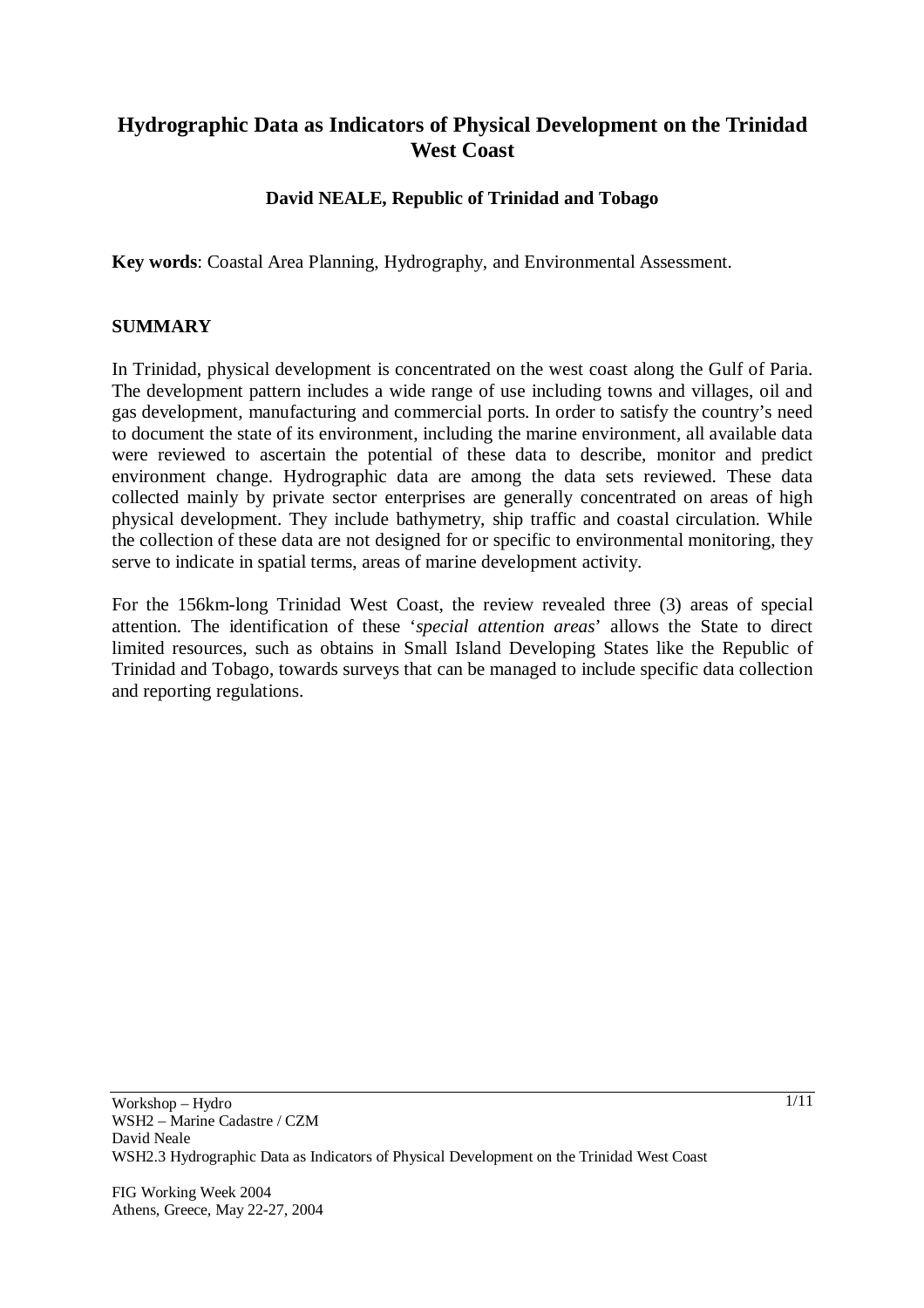# Hydrographic Data as Indicators of Physical Development on the Trinidad West Coast

**David NEALE, Republic of Trinidad and Tobago**

**Key words**: Coastal Area Planning, Hydrography, and Environmental Assessment.

## SUMMARY

In Trinidad, physical development is concentrated on the west coast along the Gulf of Paria. The development pattern includes a wide range of use including towns and villages, oil and gas development, manufacturing and commercial ports. In order to satisfy the country's need to document the state of its environment, including the marine environment, all available data were reviewed to ascertain the potential of these data to describe, monitor and predict environment change. Hydrographic data are among the data sets reviewed. These data collected mainly by private sector enterprises are generally concentrated on areas of high physical development. They include bathymetry, ship traffic and coastal circulation. While the collection of these data are not designed for or specific to environmental monitoring, they serve to indicate in spatial terms, areas of marine development activity.

For the 156km-long Trinidad West Coast, the review revealed three (3) areas of special attention. The identification of these '*special attention areas*' allows the State to direct limited resources, such as obtains in Small Island Developing States like the Republic of Trinidad and Tobago, towards surveys that can be managed to include specific data collection and reporting regulations.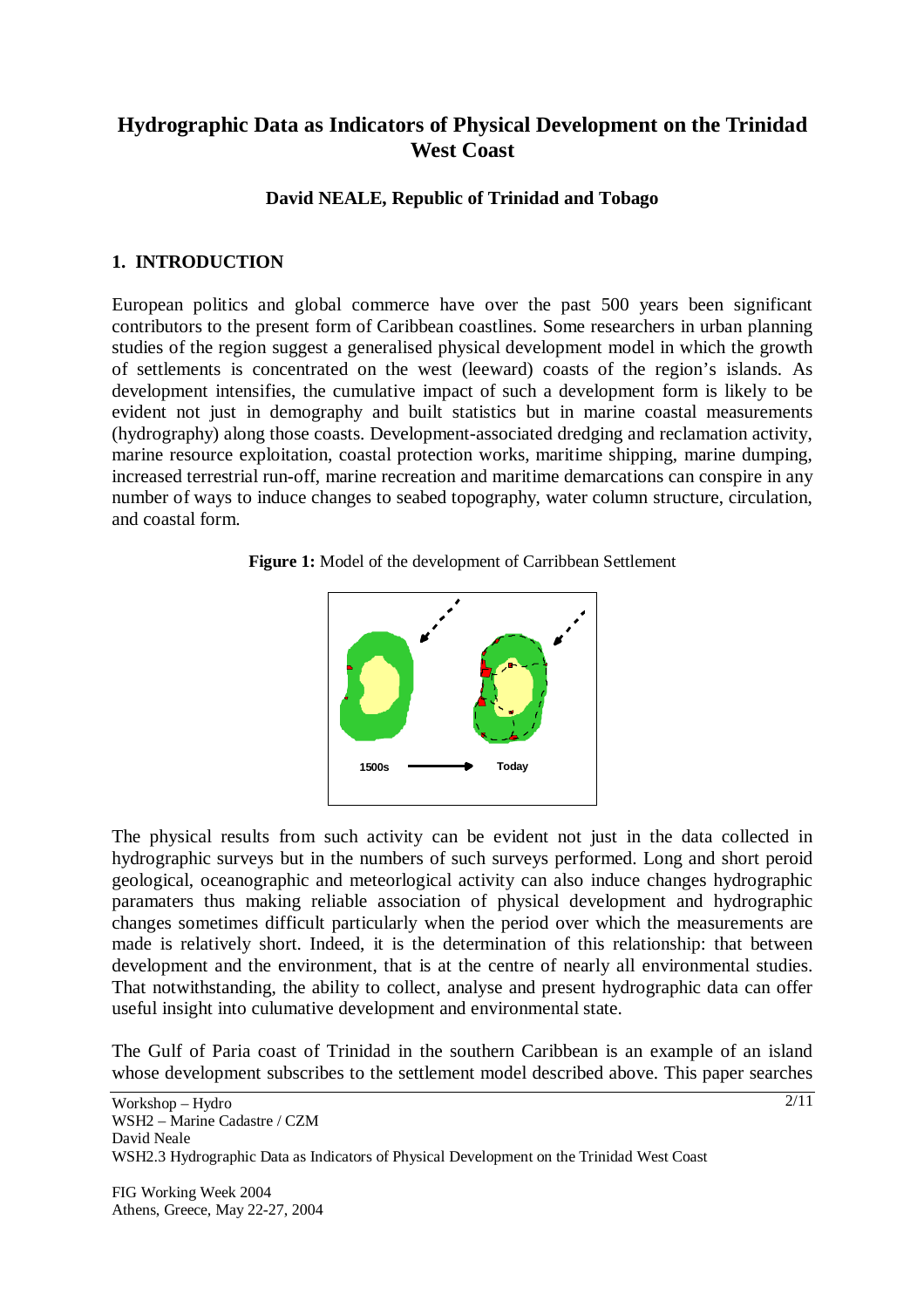# Hydrographic Data as Indicators of Physical Development on the Trinidad West Coast

**David NEALE, Republic of Trinidad and Tobago**

## 1. INTRODUCTION

European politics and global commerce have over the past 500 years been significant contributors to the present form of Caribbean coastlines. Some researchers in urban planning studies of the region suggest a generalised physical development model in which the growth of settlements is concentrated on the west (leeward) coasts of the region's islands. As development intensifies, the cumulative impact of such a development form is likely to be evident not just in demography and built statistics but in marine coastal measurements (hydrography) along those coasts. Development-associated dredging and reclamation activity, marine resource exploitation, coastal protection works, maritime shipping, marine dumping, increased terrestrial run-off, marine recreation and maritime demarcations can conspire in any number of ways to induce changes to seabed topography, water column structure, circulation, and coastal form.

**Figure 1:** Model of the development of Carribbean Settlement

1500s → Today

The physical results from such activity can be evident not just in the data collected in hydrographic surveys but in the numbers of such surveys performed. Long and short peroid geological, oceanographic and meteorlogical activity can also induce changes hydrographic paramaters thus making reliable association of physical development and hydrographic changes sometimes difficult particularly when the period over which the measurements are made is relatively short. Indeed, it is the determination of this relationship: that between development and the environment, that is at the centre of nearly all environmental studies. That notwithstanding, the ability to collect, analyse and present hydrographic data can offer useful insight into culumative development and environmental state.

The Gulf of Paria coast of Trinidad in the southern Caribbean is an example of an island whose development subscribes to the settlement model described above. This paper searches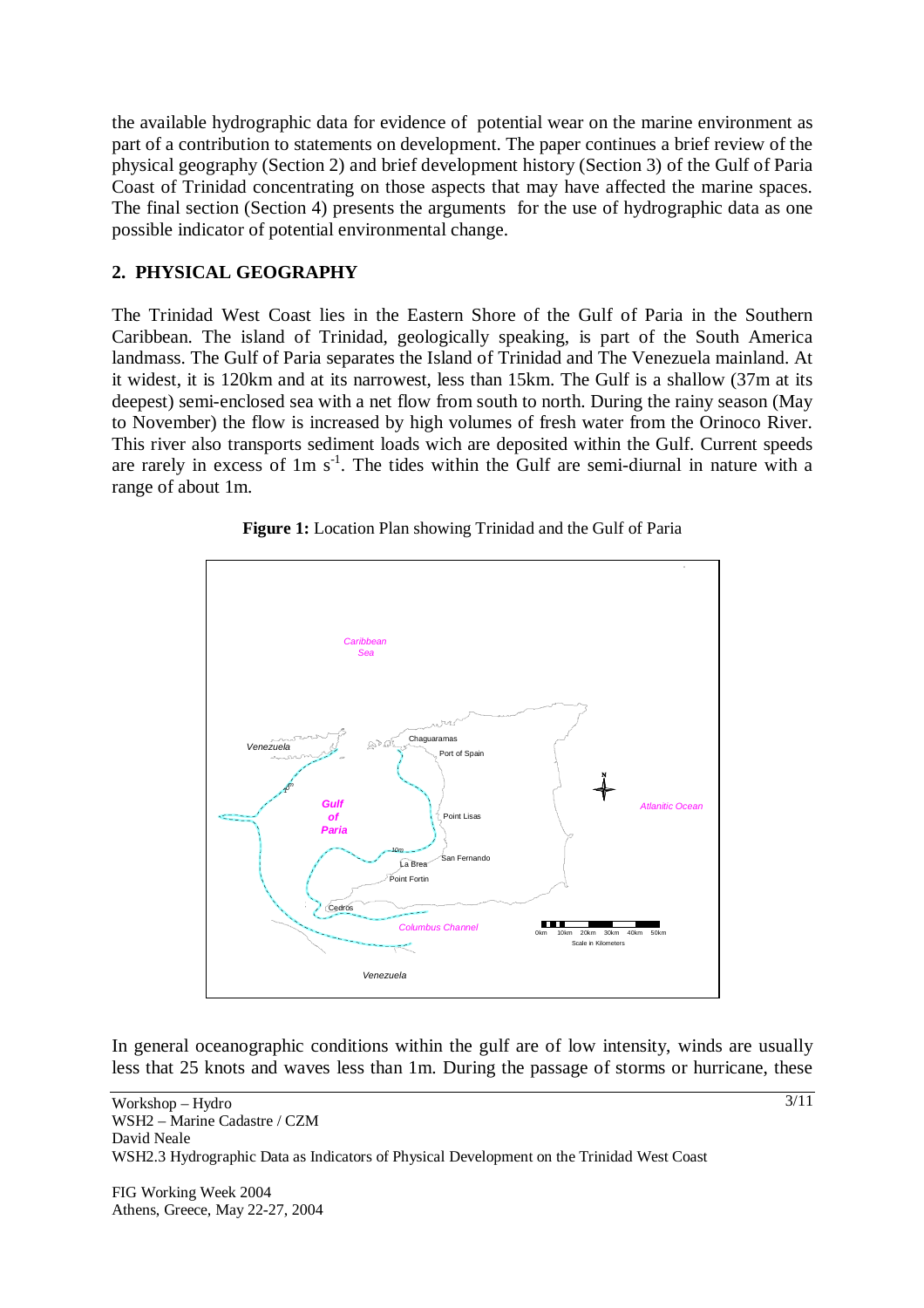the available hydrographic data for evidence of potential wear on the marine environment as part of a contribution to statements on development. The paper continues a brief review of the physical geography (Section 2) and brief development history (Section 3) of the Gulf of Paria Coast of Trinidad concentrating on those aspects that may have affected the marine spaces. The final section (Section 4) presents the arguments for the use of hydrographic data as one possible indicator of potential environmental change.

## 2. PHYSICAL GEOGRAPHY

The Trinidad West Coast lies in the Eastern Shore of the Gulf of Paria in the Southern Caribbean. The island of Trinidad, geologically speaking, is part of the South America landmass. The Gulf of Paria separates the Island of Trinidad and The Venezuela mainland. At it widest, it is 120km and at its narrowest, less than 15km. The Gulf is a shallow (37m at its deepest) semi-enclosed sea with a net flow from south to north. During the rainy season (May to November) the flow is increased by high volumes of fresh water from the Orinoco River. This river also transports sediment loads wich are deposited within the Gulf. Current speeds are rarely in excess of 1m $s^{-1}$. The tides within the Gulf are semi-diurnal in nature with a range of about 1m.

**Figure 1:** Location Plan showing Trinidad and the Gulf of Paria

In general oceanographic conditions within the gulf are of low intensity, winds are usually less that 25 knots and waves less than 1m. During the passage of storms or hurricane, these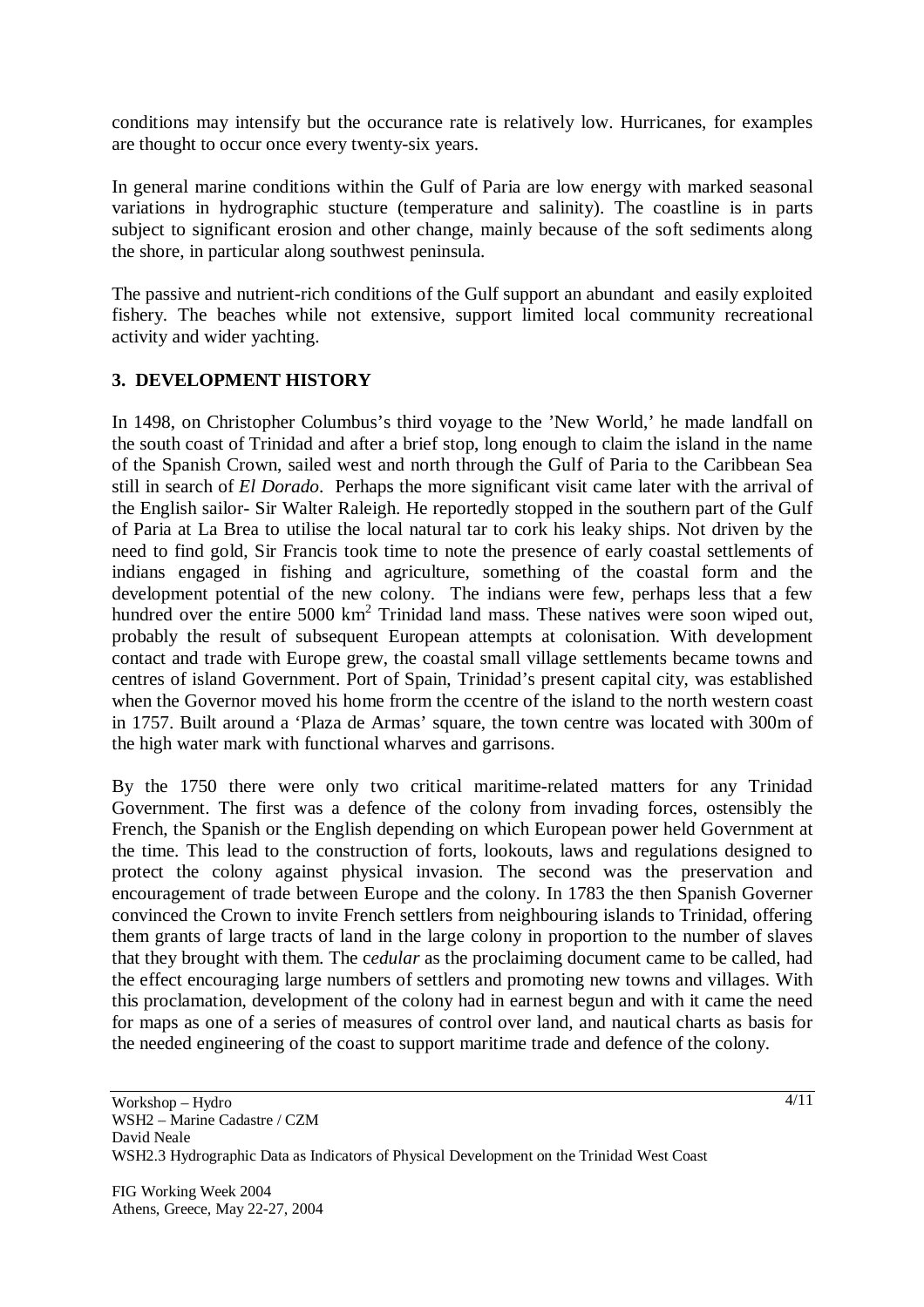conditions may intensify but the occurance rate is relatively low. Hurricanes, for examples are thought to occur once every twenty-six years.

In general marine conditions within the Gulf of Paria are low energy with marked seasonal variations in hydrographic stucture (temperature and salinity). The coastline is in parts subject to significant erosion and other change, mainly because of the soft sediments along the shore, in particular along southwest peninsula.

The passive and nutrient-rich conditions of the Gulf support an abundant and easily exploited fishery. The beaches while not extensive, support limited local community recreational activity and wider yachting.

## 3. DEVELOPMENT HISTORY

In 1498, on Christopher Columbus's third voyage to the 'New World,' he made landfall on the south coast of Trinidad and after a brief stop, long enough to claim the island in the name of the Spanish Crown, sailed west and north through the Gulf of Paria to the Caribbean Sea still in search of *El Dorado*. Perhaps the more significant visit came later with the arrival of the English sailor- Sir Walter Raleigh. He reportedly stopped in the southern part of the Gulf of Paria at La Brea to utilise the local natural tar to cork his leaky ships. Not driven by the need to find gold, Sir Francis took time to note the presence of early coastal settlements of indians engaged in fishing and agriculture, something of the coastal form and the development potential of the new colony. The indians were few, perhaps less that a few hundred over the entire 5000 $km^2$ Trinidad land mass. These natives were soon wiped out, probably the result of subsequent European attempts at colonisation. With development contact and trade with Europe grew, the coastal small village settlements became towns and centres of island Government. Port of Spain, Trinidad's present capital city, was established when the Governor moved his home frorm the ccentre of the island to the north western coast in 1757. Built around a 'Plaza de Armas' square, the town centre was located with 300m of the high water mark with functional wharves and garrisons.

By the 1750 there were only two critical maritime-related matters for any Trinidad Government. The first was a defence of the colony from invading forces, ostensibly the French, the Spanish or the English depending on which European power held Government at the time. This lead to the construction of forts, lookouts, laws and regulations designed to protect the colony against physical invasion. The second was the preservation and encouragement of trade between Europe and the colony. In 1783 the then Spanish Governer convinced the Crown to invite French settlers from neighbouring islands to Trinidad, offering them grants of large tracts of land in the large colony in proportion to the number of slaves that they brought with them. The *cedular* as the proclaiming document came to be called, had the effect encouraging large numbers of settlers and promoting new towns and villages. With this proclamation, development of the colony had in earnest begun and with it came the need for maps as one of a series of measures of control over land, and nautical charts as basis for the needed engineering of the coast to support maritime trade and defence of the colony.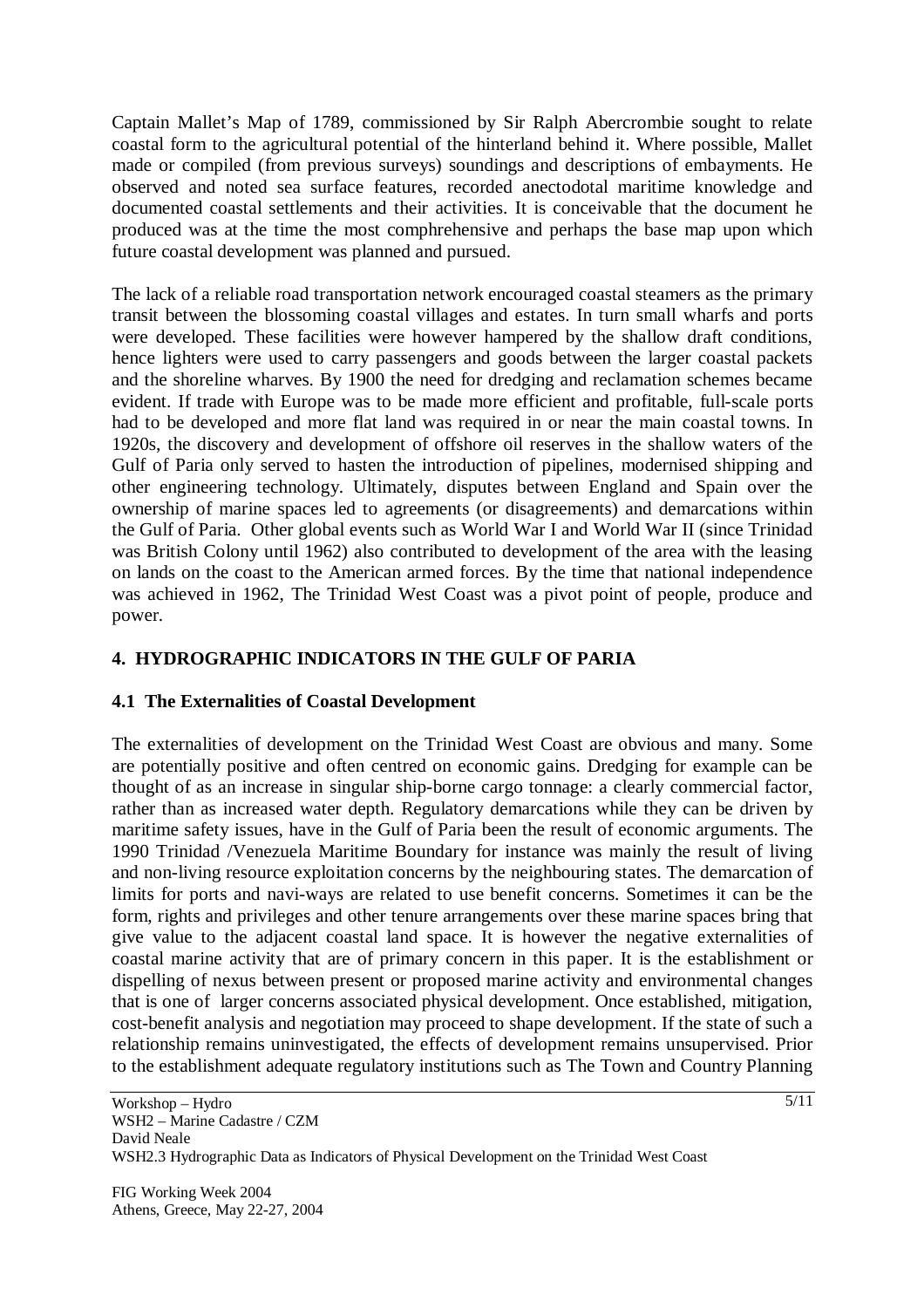Captain Mallet's Map of 1789, commissioned by Sir Ralph Abercrombie sought to relate coastal form to the agricultural potential of the hinterland behind it. Where possible, Mallet made or compiled (from previous surveys) soundings and descriptions of embayments. He observed and noted sea surface features, recorded anectodotal maritime knowledge and documented coastal settlements and their activities. It is conceivable that the document he produced was at the time the most comphrehensive and perhaps the base map upon which future coastal development was planned and pursued.

The lack of a reliable road transportation network encouraged coastal steamers as the primary transit between the blossoming coastal villages and estates. In turn small wharfs and ports were developed. These facilities were however hampered by the shallow draft conditions, hence lighters were used to carry passengers and goods between the larger coastal packets and the shoreline wharves. By 1900 the need for dredging and reclamation schemes became evident. If trade with Europe was to be made more efficient and profitable, full-scale ports had to be developed and more flat land was required in or near the main coastal towns. In 1920s, the discovery and development of offshore oil reserves in the shallow waters of the Gulf of Paria only served to hasten the introduction of pipelines, modernised shipping and other engineering technology. Ultimately, disputes between England and Spain over the ownership of marine spaces led to agreements (or disagreements) and demarcations within the Gulf of Paria. Other global events such as World War I and World War II (since Trinidad was British Colony until 1962) also contributed to development of the area with the leasing on lands on the coast to the American armed forces. By the time that national independence was achieved in 1962, The Trinidad West Coast was a pivot point of people, produce and power.

## 4. HYDROGRAPHIC INDICATORS IN THE GULF OF PARIA

### 4.1 The Externalities of Coastal Development

The externalities of development on the Trinidad West Coast are obvious and many. Some are potentially positive and often centred on economic gains. Dredging for example can be thought of as an increase in singular ship-borne cargo tonnage: a clearly commercial factor, rather than as increased water depth. Regulatory demarcations while they can be driven by maritime safety issues, have in the Gulf of Paria been the result of economic arguments. The 1990 Trinidad /Venezuela Maritime Boundary for instance was mainly the result of living and non-living resource exploitation concerns by the neighbouring states. The demarcation of limits for ports and navi-ways are related to use benefit concerns. Sometimes it can be the form, rights and privileges and other tenure arrangements over these marine spaces bring that give value to the adjacent coastal land space. It is however the negative externalities of coastal marine activity that are of primary concern in this paper. It is the establishment or dispelling of nexus between present or proposed marine activity and environmental changes that is one of larger concerns associated physical development. Once established, mitigation, cost-benefit analysis and negotiation may proceed to shape development. If the state of such a relationship remains uninvestigated, the effects of development remains unsupervised. Prior to the establishment adequate regulatory institutions such as The Town and Country Planning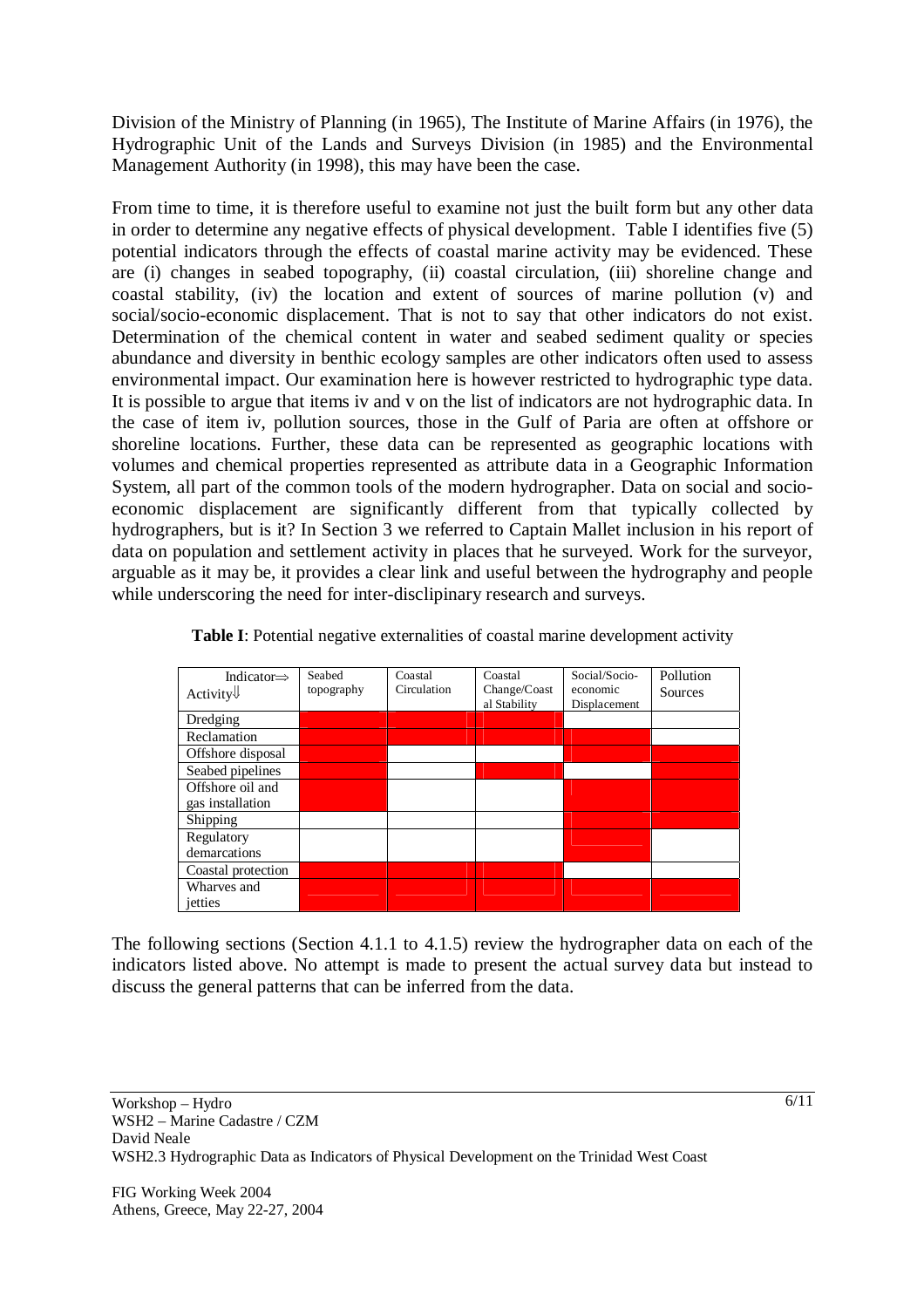Division of the Ministry of Planning (in 1965), The Institute of Marine Affairs (in 1976), the Hydrographic Unit of the Lands and Surveys Division (in 1985) and the Environmental Management Authority (in 1998), this may have been the case.

From time to time, it is therefore useful to examine not just the built form but any other data in order to determine any negative effects of physical development. Table I identifies five (5) potential indicators through the effects of coastal marine activity may be evidenced. These are (i) changes in seabed topography, (ii) coastal circulation, (iii) shoreline change and coastal stability, (iv) the location and extent of sources of marine pollution (v) and social/socio-economic displacement. That is not to say that other indicators do not exist. Determination of the chemical content in water and seabed sediment quality or species abundance and diversity in benthic ecology samples are other indicators often used to assess environmental impact. Our examination here is however restricted to hydrographic type data. It is possible to argue that items iv and v on the list of indicators are not hydrographic data. In the case of item iv, pollution sources, those in the Gulf of Paria are often at offshore or shoreline locations. Further, these data can be represented as geographic locations with volumes and chemical properties represented as attribute data in a Geographic Information System, all part of the common tools of the modern hydrographer. Data on social and socio-economic displacement are significantly different from that typically collected by hydrographers, but is it? In Section 3 we referred to Captain Mallet inclusion in his report of data on population and settlement activity in places that he surveyed. Work for the surveyor, arguable as it may be, it provides a clear link and useful between the hydrography and people while underscoring the need for inter-disclipinary research and surveys.

**Table I**: Potential negative externalities of coastal marine development activity

| Indicator⇒ Activity⇓ | Seabed topography | Coastal Circulation | Coastal Change/Coastal Stability | Social/Socio-economic Displacement | Pollution Sources |
|---|---|---|---|---|---|
| Dredging | ■ | ■ | ■ | | |
| Reclamation | ■ | ■ | ■ | ■ | |
| Offshore disposal | ■ | | | ■ | ■ |
| Seabed pipelines | ■ | | ■ | | ■ |
| Offshore oil and gas installation | ■ | | | ■ | ■ |
| Shipping | | | | ■ | ■ |
| Regulatory demarcations | | | | ■ | |
| Coastal protection | ■ | ■ | ■ | | |
| Wharves and jetties | ■ | ■ | ■ | ■ | ■ |

The following sections (Section 4.1.1 to 4.1.5) review the hydrographer data on each of the indicators listed above. No attempt is made to present the actual survey data but instead to discuss the general patterns that can be inferred from the data.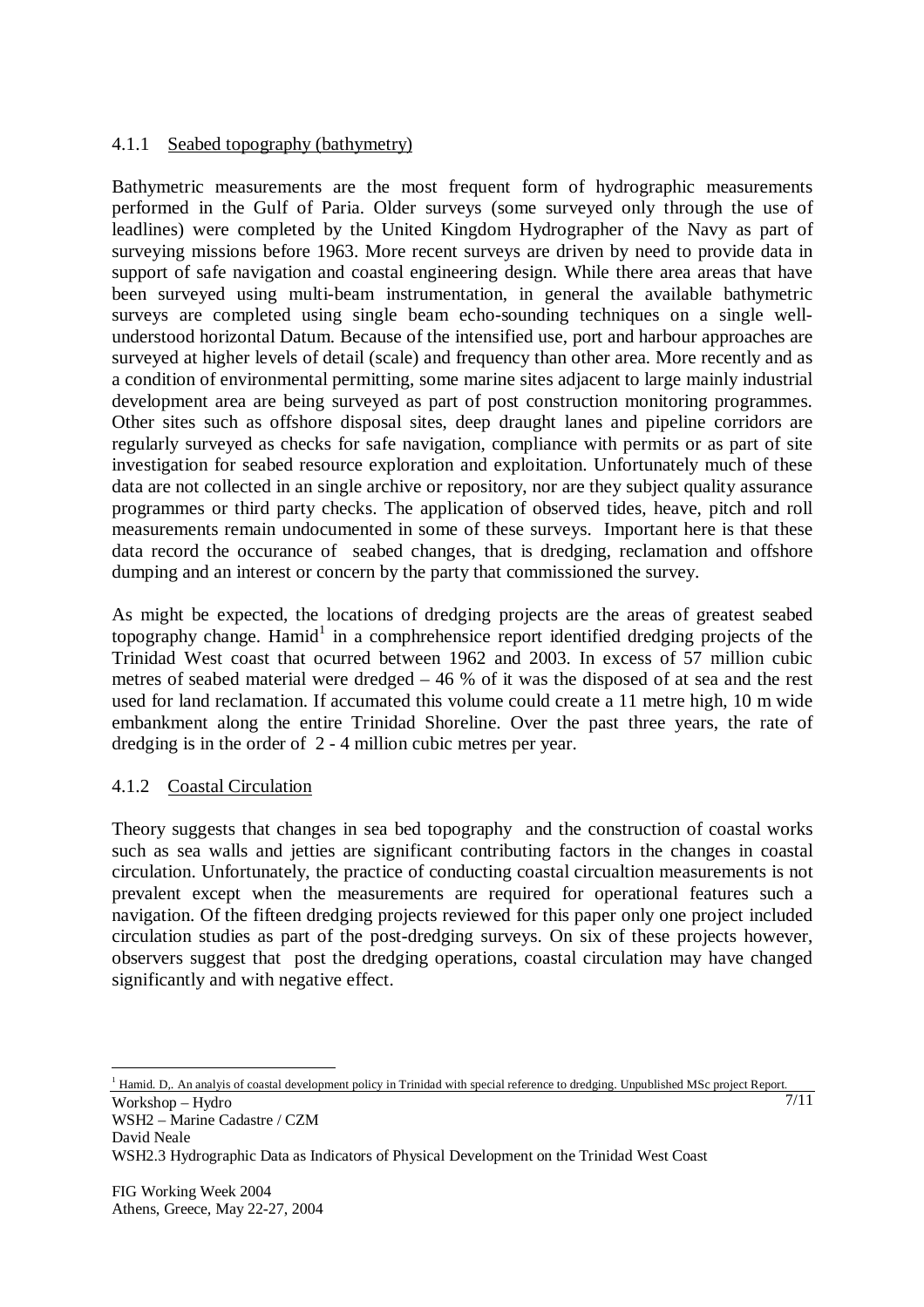#### 4.1.1 Seabed topography (bathymetry)

Bathymetric measurements are the most frequent form of hydrographic measurements performed in the Gulf of Paria. Older surveys (some surveyed only through the use of leadlines) were completed by the United Kingdom Hydrographer of the Navy as part of surveying missions before 1963. More recent surveys are driven by need to provide data in support of safe navigation and coastal engineering design. While there area areas that have been surveyed using multi-beam instrumentation, in general the available bathymetric surveys are completed using single beam echo-sounding techniques on a single well-understood horizontal Datum. Because of the intensified use, port and harbour approaches are surveyed at higher levels of detail (scale) and frequency than other area. More recently and as a condition of environmental permitting, some marine sites adjacent to large mainly industrial development area are being surveyed as part of post construction monitoring programmes. Other sites such as offshore disposal sites, deep draught lanes and pipeline corridors are regularly surveyed as checks for safe navigation, compliance with permits or as part of site investigation for seabed resource exploration and exploitation. Unfortunately much of these data are not collected in an single archive or repository, nor are they subject quality assurance programmes or third party checks. The application of observed tides, heave, pitch and roll measurements remain undocumented in some of these surveys. Important here is that these data record the occurance of seabed changes, that is dredging, reclamation and offshore dumping and an interest or concern by the party that commissioned the survey.

As might be expected, the locations of dredging projects are the areas of greatest seabed topography change. Hamid[1] in a comphrehensice report identified dredging projects of the Trinidad West coast that ocurred between 1962 and 2003. In excess of 57 million cubic metres of seabed material were dredged – 46 % of it was the disposed of at sea and the rest used for land reclamation. If accumated this volume could create a 11 metre high, 10 m wide embankment along the entire Trinidad Shoreline. Over the past three years, the rate of dredging is in the order of 2 - 4 million cubic metres per year.

#### 4.1.2 Coastal Circulation

Theory suggests that changes in sea bed topography and the construction of coastal works such as sea walls and jetties are significant contributing factors in the changes in coastal circulation. Unfortunately, the practice of conducting coastal circualtion measurements is not prevalent except when the measurements are required for operational features such a navigation. Of the fifteen dredging projects reviewed for this paper only one project included circulation studies as part of the post-dredging surveys. On six of these projects however, observers suggest that post the dredging operations, coastal circulation may have changed significantly and with negative effect.

---

[1] Hamid. D,. An analyis of coastal development policy in Trinidad with special reference to dredging. Unpublished MSc project Report.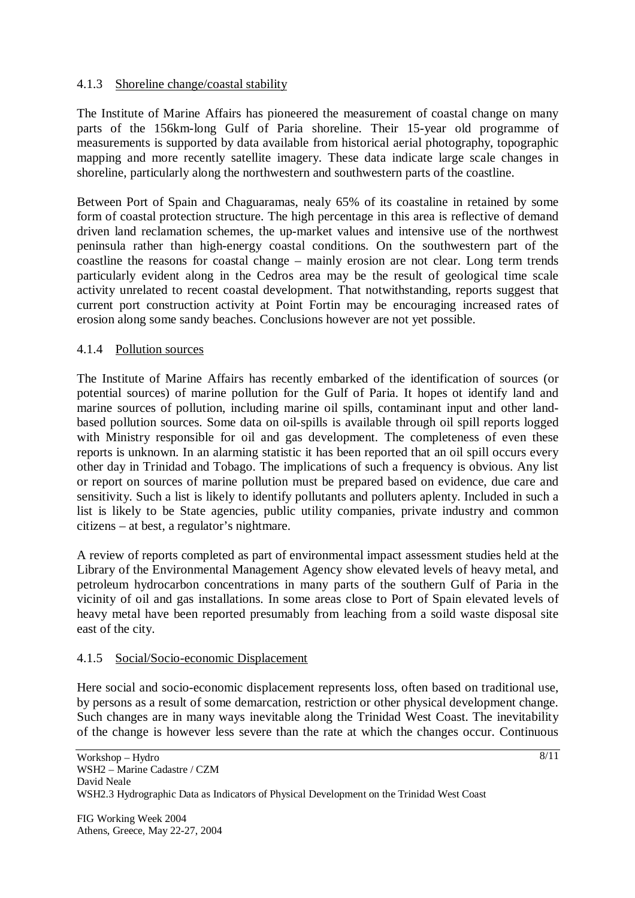#### 4.1.3 Shoreline change/coastal stability

The Institute of Marine Affairs has pioneered the measurement of coastal change on many parts of the 156km-long Gulf of Paria shoreline. Their 15-year old programme of measurements is supported by data available from historical aerial photography, topographic mapping and more recently satellite imagery. These data indicate large scale changes in shoreline, particularly along the northwestern and southwestern parts of the coastline.

Between Port of Spain and Chaguaramas, nealy 65% of its coastaline in retained by some form of coastal protection structure. The high percentage in this area is reflective of demand driven land reclamation schemes, the up-market values and intensive use of the northwest peninsula rather than high-energy coastal conditions. On the southwestern part of the coastline the reasons for coastal change – mainly erosion are not clear. Long term trends particularly evident along in the Cedros area may be the result of geological time scale activity unrelated to recent coastal development. That notwithstanding, reports suggest that current port construction activity at Point Fortin may be encouraging increased rates of erosion along some sandy beaches. Conclusions however are not yet possible.

#### 4.1.4 Pollution sources

The Institute of Marine Affairs has recently embarked of the identification of sources (or potential sources) of marine pollution for the Gulf of Paria. It hopes ot identify land and marine sources of pollution, including marine oil spills, contaminant input and other land-based pollution sources. Some data on oil-spills is available through oil spill reports logged with Ministry responsible for oil and gas development. The completeness of even these reports is unknown. In an alarming statistic it has been reported that an oil spill occurs every other day in Trinidad and Tobago. The implications of such a frequency is obvious. Any list or report on sources of marine pollution must be prepared based on evidence, due care and sensitivity. Such a list is likely to identify pollutants and polluters aplenty. Included in such a list is likely to be State agencies, public utility companies, private industry and common citizens – at best, a regulator's nightmare.

A review of reports completed as part of environmental impact assessment studies held at the Library of the Environmental Management Agency show elevated levels of heavy metal, and petroleum hydrocarbon concentrations in many parts of the southern Gulf of Paria in the vicinity of oil and gas installations. In some areas close to Port of Spain elevated levels of heavy metal have been reported presumably from leaching from a soild waste disposal site east of the city.

#### 4.1.5 Social/Socio-economic Displacement

Here social and socio-economic displacement represents loss, often based on traditional use, by persons as a result of some demarcation, restriction or other physical development change. Such changes are in many ways inevitable along the Trinidad West Coast. The inevitability of the change is however less severe than the rate at which the changes occur. Continuous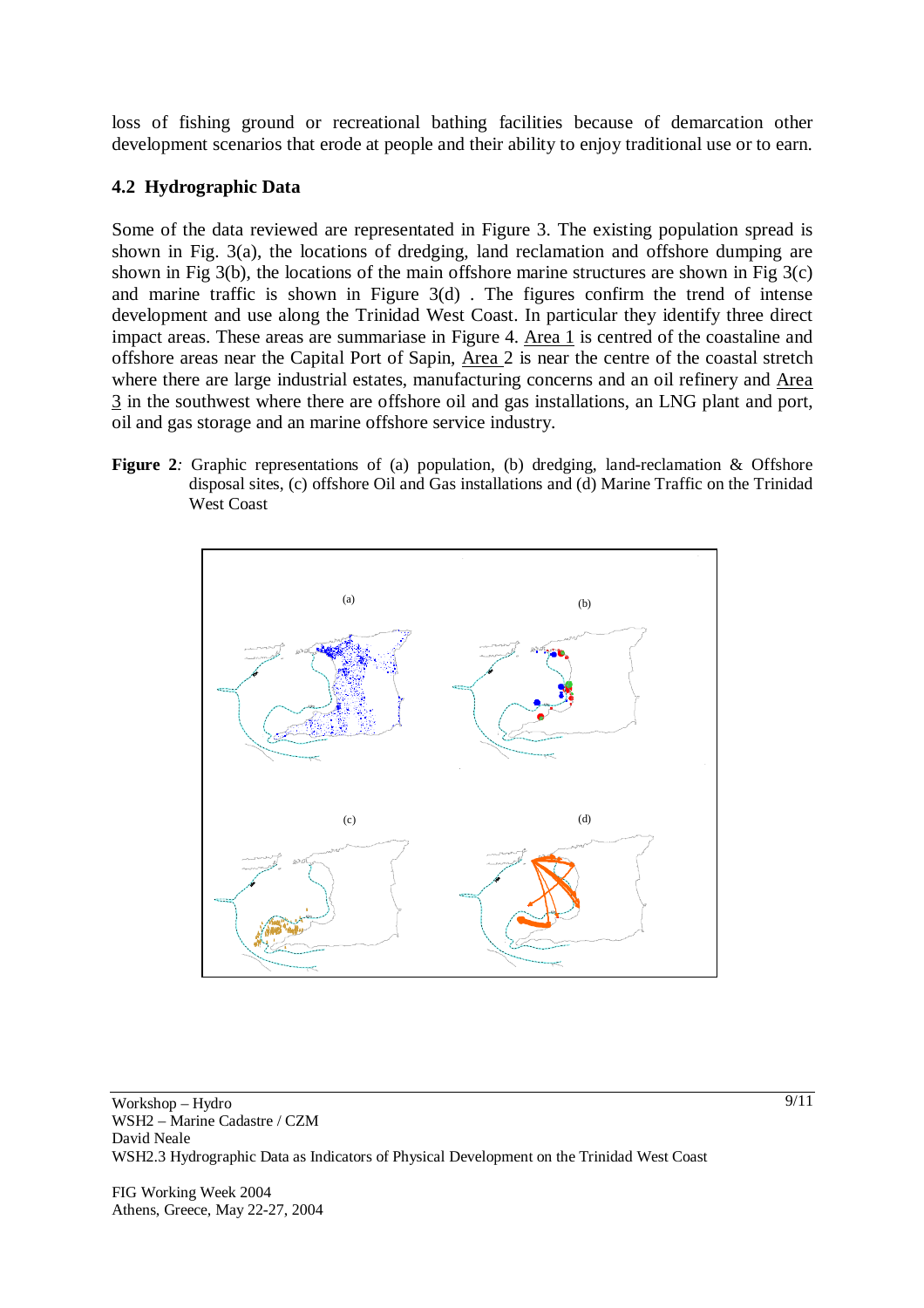loss of fishing ground or recreational bathing facilities because of demarcation other development scenarios that erode at people and their ability to enjoy traditional use or to earn.

### 4.2 Hydrographic Data

Some of the data reviewed are representated in Figure 3. The existing population spread is shown in Fig. 3(a), the locations of dredging, land reclamation and offshore dumping are shown in Fig 3(b), the locations of the main offshore marine structures are shown in Fig 3(c) and marine traffic is shown in Figure 3(d) . The figures confirm the trend of intense development and use along the Trinidad West Coast. In particular they identify three direct impact areas. These areas are summariase in Figure 4. Area 1 is centred of the coastaline and offshore areas near the Capital Port of Sapin, Area 2 is near the centre of the coastal stretch where there are large industrial estates, manufacturing concerns and an oil refinery and Area 3 in the southwest where there are offshore oil and gas installations, an LNG plant and port, oil and gas storage and an marine offshore service industry.

**Figure 2***:* Graphic representations of (a) population, (b) dredging, land-reclamation & Offshore disposal sites, (c) offshore Oil and Gas installations and (d) Marine Traffic on the Trinidad West Coast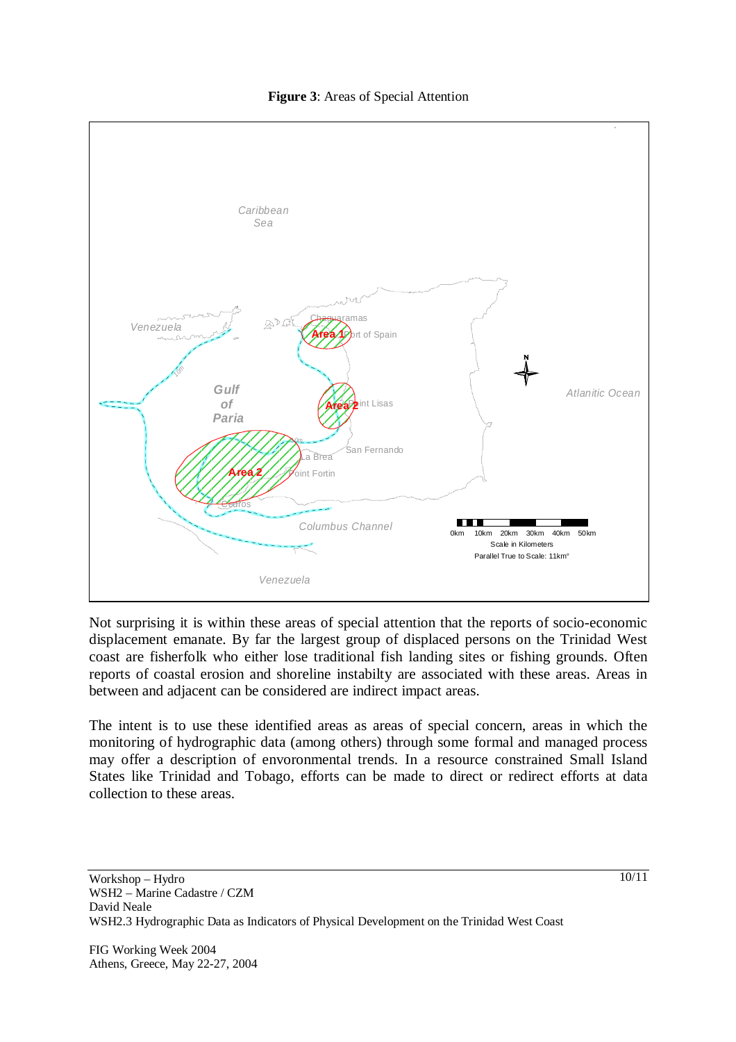**Figure 3**: Areas of Special Attention

Not surprising it is within these areas of special attention that the reports of socio-economic displacement emanate. By far the largest group of displaced persons on the Trinidad West coast are fisherfolk who either lose traditional fish landing sites or fishing grounds. Often reports of coastal erosion and shoreline instabilty are associated with these areas. Areas in between and adjacent can be considered are indirect impact areas.

The intent is to use these identified areas as areas of special concern, areas in which the monitoring of hydrographic data (among others) through some formal and managed process may offer a description of envoronmental trends. In a resource constrained Small Island States like Trinidad and Tobago, efforts can be made to direct or redirect efforts at data collection to these areas.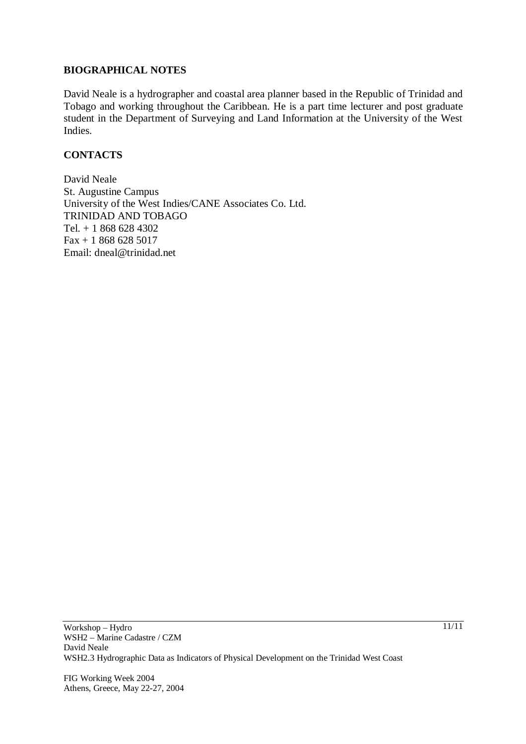## BIOGRAPHICAL NOTES

David Neale is a hydrographer and coastal area planner based in the Republic of Trinidad and Tobago and working throughout the Caribbean. He is a part time lecturer and post graduate student in the Department of Surveying and Land Information at the University of the West Indies.

## CONTACTS

David Neale  
St. Augustine Campus  
University of the West Indies/CANE Associates Co. Ltd.  
TRINIDAD AND TOBAGO  
Tel. + 1 868 628 4302  
Fax + 1 868 628 5017  
Email: dneal@trinidad.net